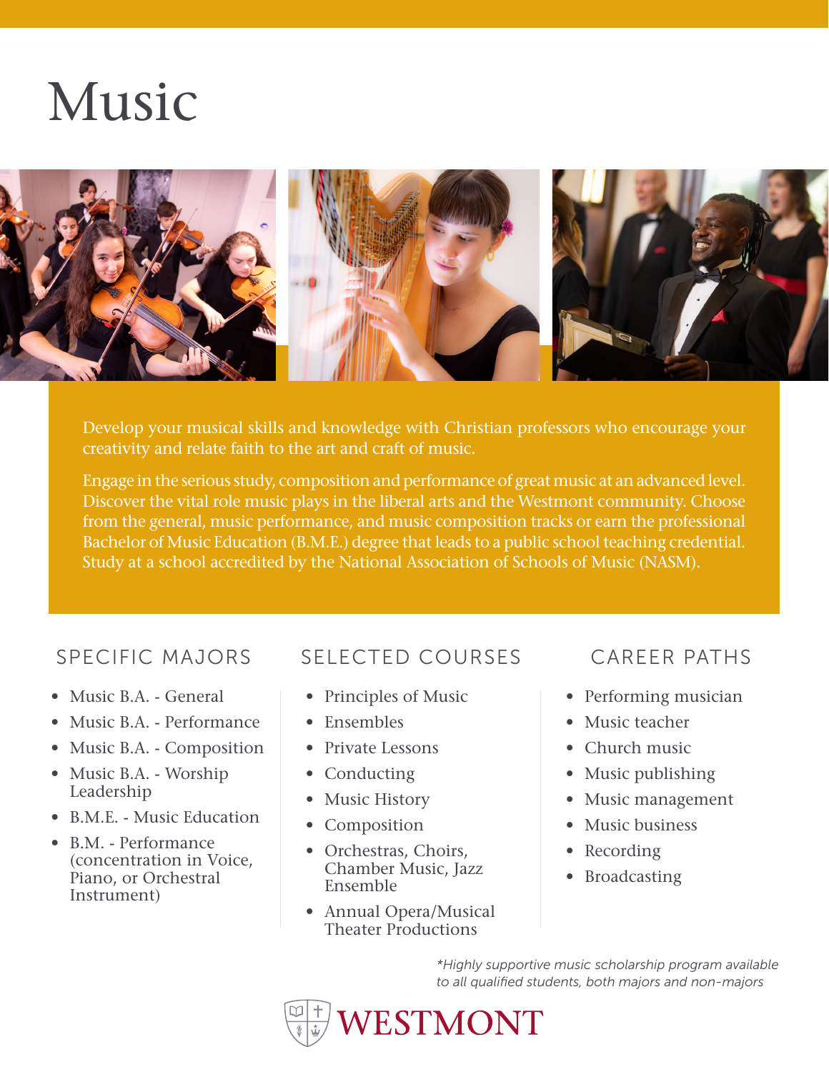# Music

Develop your musical skills and knowledge with Christian professors who encourage your creativity and relate faith to the art and craft of music.

Engage in the serious study, composition and performance of great music at an advanced level. Discover the vital role music plays in the liberal arts and the Westmont community. Choose from the general, music performance, and music composition tracks or earn the professional Bachelor of Music Education (B.M.E.) degree that leads to a public school teaching credential. Study at a school accredited by the National Association of Schools of Music (NASM).

## SPECIFIC MAJORS

- Music B.A. - General
- Music B.A. - Performance
- Music B.A. - Composition
- Music B.A. - Worship Leadership
- B.M.E. - Music Education
- B.M. - Performance (concentration in Voice, Piano, or Orchestral Instrument)

## SELECTED COURSES

- Principles of Music
- Ensembles
- Private Lessons
- Conducting
- Music History
- Composition
- Orchestras, Choirs, Chamber Music, Jazz Ensemble
- Annual Opera/Musical Theater Productions

## CAREER PATHS

- Performing musician
- Music teacher
- Church music
- Music publishing
- Music management
- Music business
- Recording
- Broadcasting

*\*Highly supportive music scholarship program available to all qualified students, both majors and non-majors*

WESTMONT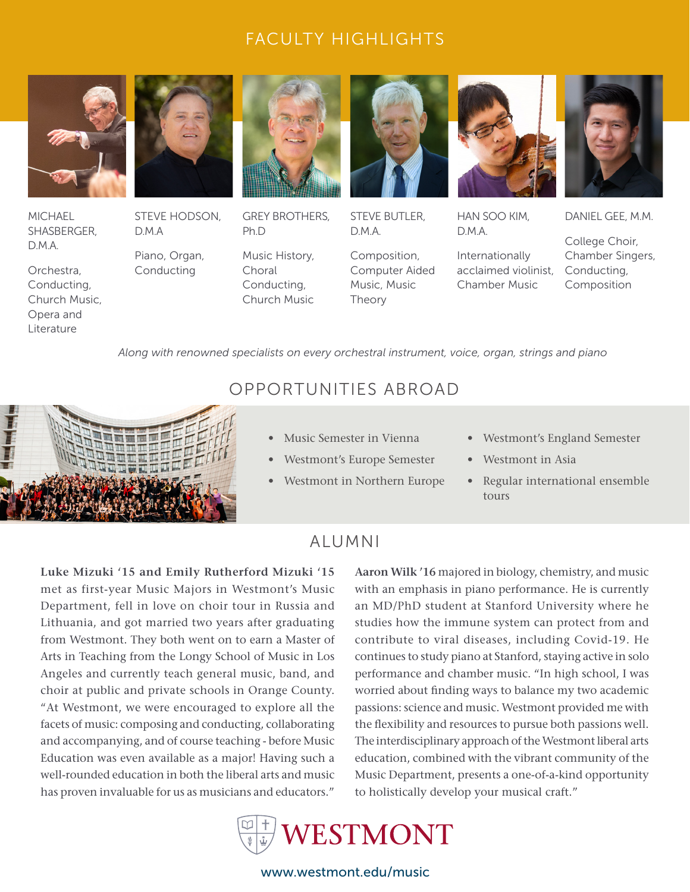## FACULTY HIGHLIGHTS

**MICHAEL SHASBERGER, D.M.A.**
Orchestra, Conducting, Church Music, Opera and Literature

**STEVE HODSON, D.M.A**
Piano, Organ, Conducting

**GREY BROTHERS, Ph.D**
Music History, Choral Conducting, Church Music

**STEVE BUTLER, D.M.A.**
Composition, Computer Aided Music, Music Theory

**HAN SOO KIM, D.M.A.**
Internationally acclaimed violinist, Chamber Music

**DANIEL GEE, M.M.**
College Choir, Chamber Singers, Conducting, Composition

*Along with renowned specialists on every orchestral instrument, voice, organ, strings and piano*

## OPPORTUNITIES ABROAD

- Music Semester in Vienna
- Westmont's Europe Semester
- Westmont in Northern Europe
- Westmont's England Semester
- Westmont in Asia
- Regular international ensemble tours

## ALUMNI

**Luke Mizuki '15 and Emily Rutherford Mizuki '15** met as first-year Music Majors in Westmont's Music Department, fell in love on choir tour in Russia and Lithuania, and got married two years after graduating from Westmont. They both went on to earn a Master of Arts in Teaching from the Longy School of Music in Los Angeles and currently teach general music, band, and choir at public and private schools in Orange County. "At Westmont, we were encouraged to explore all the facets of music: composing and conducting, collaborating and accompanying, and of course teaching - before Music Education was even available as a major! Having such a well-rounded education in both the liberal arts and music has proven invaluable for us as musicians and educators."

**Aaron Wilk '16** majored in biology, chemistry, and music with an emphasis in piano performance. He is currently an MD/PhD student at Stanford University where he studies how the immune system can protect from and contribute to viral diseases, including Covid-19. He continues to study piano at Stanford, staying active in solo performance and chamber music. "In high school, I was worried about finding ways to balance my two academic passions: science and music. Westmont provided me with the flexibility and resources to pursue both passions well. The interdisciplinary approach of the Westmont liberal arts education, combined with the vibrant community of the Music Department, presents a one-of-a-kind opportunity to holistically develop your musical craft."

WESTMONT

www.westmont.edu/music